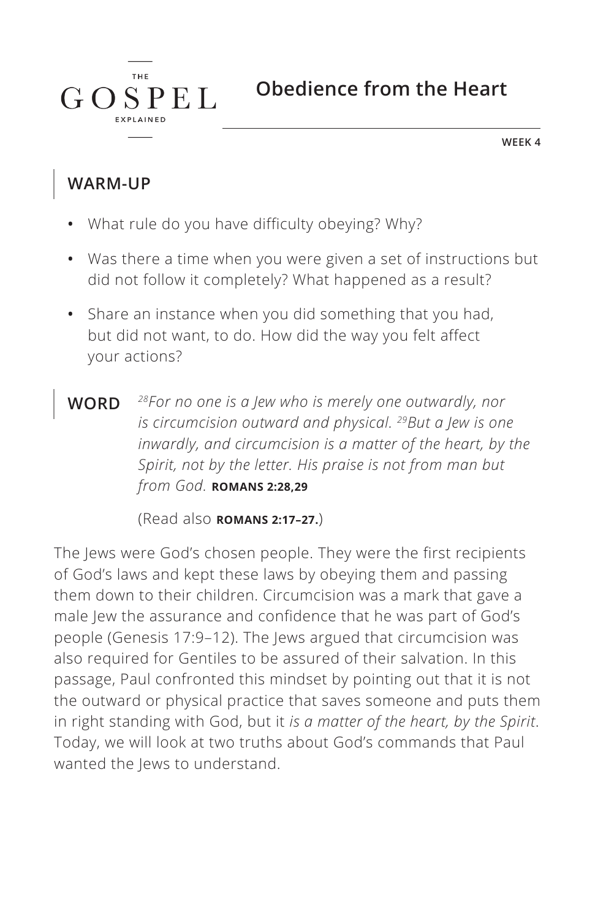THE GOSPEL EXPLAINED

# Obedience from the Heart

WEEK 4

## WARM-UP

- What rule do you have difficulty obeying? Why?
- Was there a time when you were given a set of instructions but did not follow it completely? What happened as a result?
- Share an instance when you did something that you had, but did not want, to do. How did the way you felt affect your actions?

## WORD

*[28]For no one is a Jew who is merely one outwardly, nor is circumcision outward and physical. [29]But a Jew is one inwardly, and circumcision is a matter of the heart, by the Spirit, not by the letter. His praise is not from man but from God.* **ROMANS 2:28,29**

(Read also **ROMANS 2:17–27.**)

The Jews were God's chosen people. They were the first recipients of God's laws and kept these laws by obeying them and passing them down to their children. Circumcision was a mark that gave a male Jew the assurance and confidence that he was part of God's people (Genesis 17:9–12). The Jews argued that circumcision was also required for Gentiles to be assured of their salvation. In this passage, Paul confronted this mindset by pointing out that it is not the outward or physical practice that saves someone and puts them in right standing with God, but it *is a matter of the heart, by the Spirit*. Today, we will look at two truths about God's commands that Paul wanted the Jews to understand.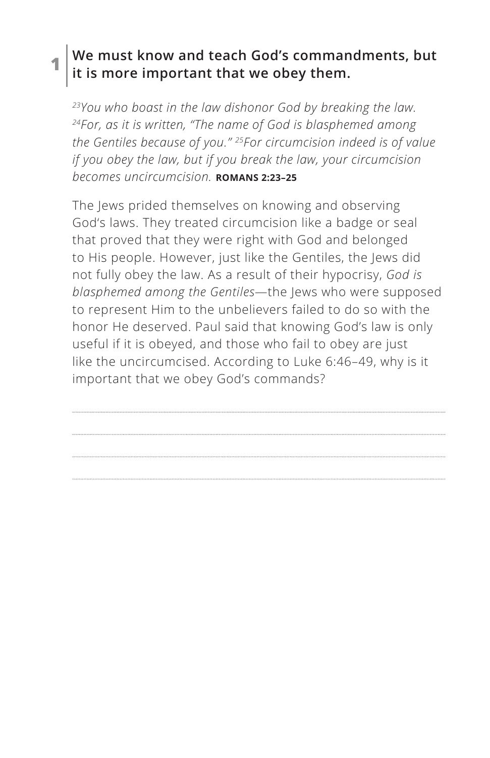## 1 We must know and teach God's commandments, but it is more important that we obey them.

*[23]You who boast in the law dishonor God by breaking the law. [24]For, as it is written, "The name of God is blasphemed among the Gentiles because of you." [25]For circumcision indeed is of value if you obey the law, but if you break the law, your circumcision becomes uncircumcision.* **ROMANS 2:23–25**

The Jews prided themselves on knowing and observing God's laws. They treated circumcision like a badge or seal that proved that they were right with God and belonged to His people. However, just like the Gentiles, the Jews did not fully obey the law. As a result of their hypocrisy, *God is blasphemed among the Gentiles*—the Jews who were supposed to represent Him to the unbelievers failed to do so with the honor He deserved. Paul said that knowing God's law is only useful if it is obeyed, and those who fail to obey are just like the uncircumcised. According to Luke 6:46–49, why is it important that we obey God's commands?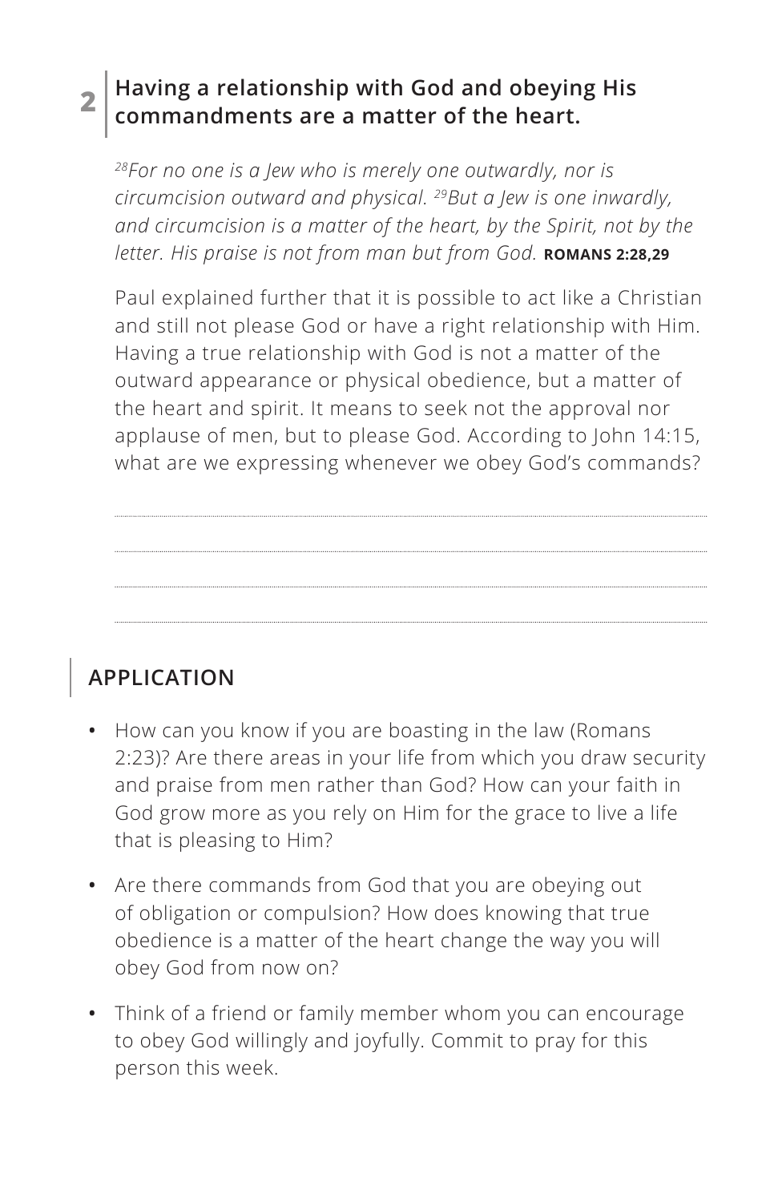## 2 Having a relationship with God and obeying His commandments are a matter of the heart.

*[28]For no one is a Jew who is merely one outwardly, nor is circumcision outward and physical. [29]But a Jew is one inwardly, and circumcision is a matter of the heart, by the Spirit, not by the letter. His praise is not from man but from God.* **ROMANS 2:28,29**

Paul explained further that it is possible to act like a Christian and still not please God or have a right relationship with Him. Having a true relationship with God is not a matter of the outward appearance or physical obedience, but a matter of the heart and spirit. It means to seek not the approval nor applause of men, but to please God. According to John 14:15, what are we expressing whenever we obey God's commands?

## APPLICATION

- How can you know if you are boasting in the law (Romans 2:23)? Are there areas in your life from which you draw security and praise from men rather than God? How can your faith in God grow more as you rely on Him for the grace to live a life that is pleasing to Him?
- Are there commands from God that you are obeying out of obligation or compulsion? How does knowing that true obedience is a matter of the heart change the way you will obey God from now on?
- Think of a friend or family member whom you can encourage to obey God willingly and joyfully. Commit to pray for this person this week.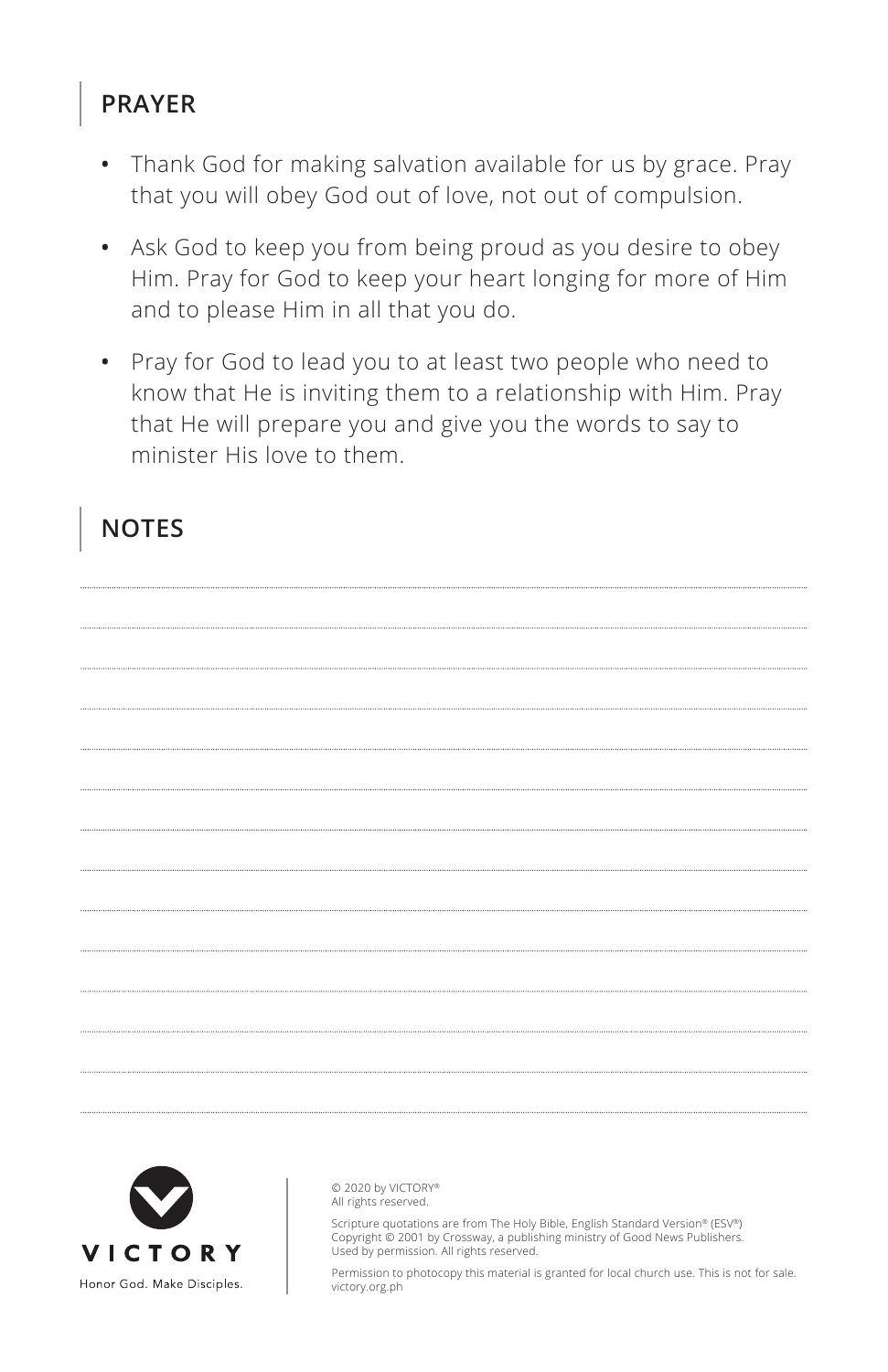## PRAYER

- Thank God for making salvation available for us by grace. Pray that you will obey God out of love, not out of compulsion.
- Ask God to keep you from being proud as you desire to obey Him. Pray for God to keep your heart longing for more of Him and to please Him in all that you do.
- Pray for God to lead you to at least two people who need to know that He is inviting them to a relationship with Him. Pray that He will prepare you and give you the words to say to minister His love to them.

## NOTES

VICTORY

Honor God. Make Disciples.

© 2020 by VICTORY®
All rights reserved.

Scripture quotations are from The Holy Bible, English Standard Version® (ESV®) Copyright © 2001 by Crossway, a publishing ministry of Good News Publishers. Used by permission. All rights reserved.

Permission to photocopy this material is granted for local church use. This is not for sale.
victory.org.ph